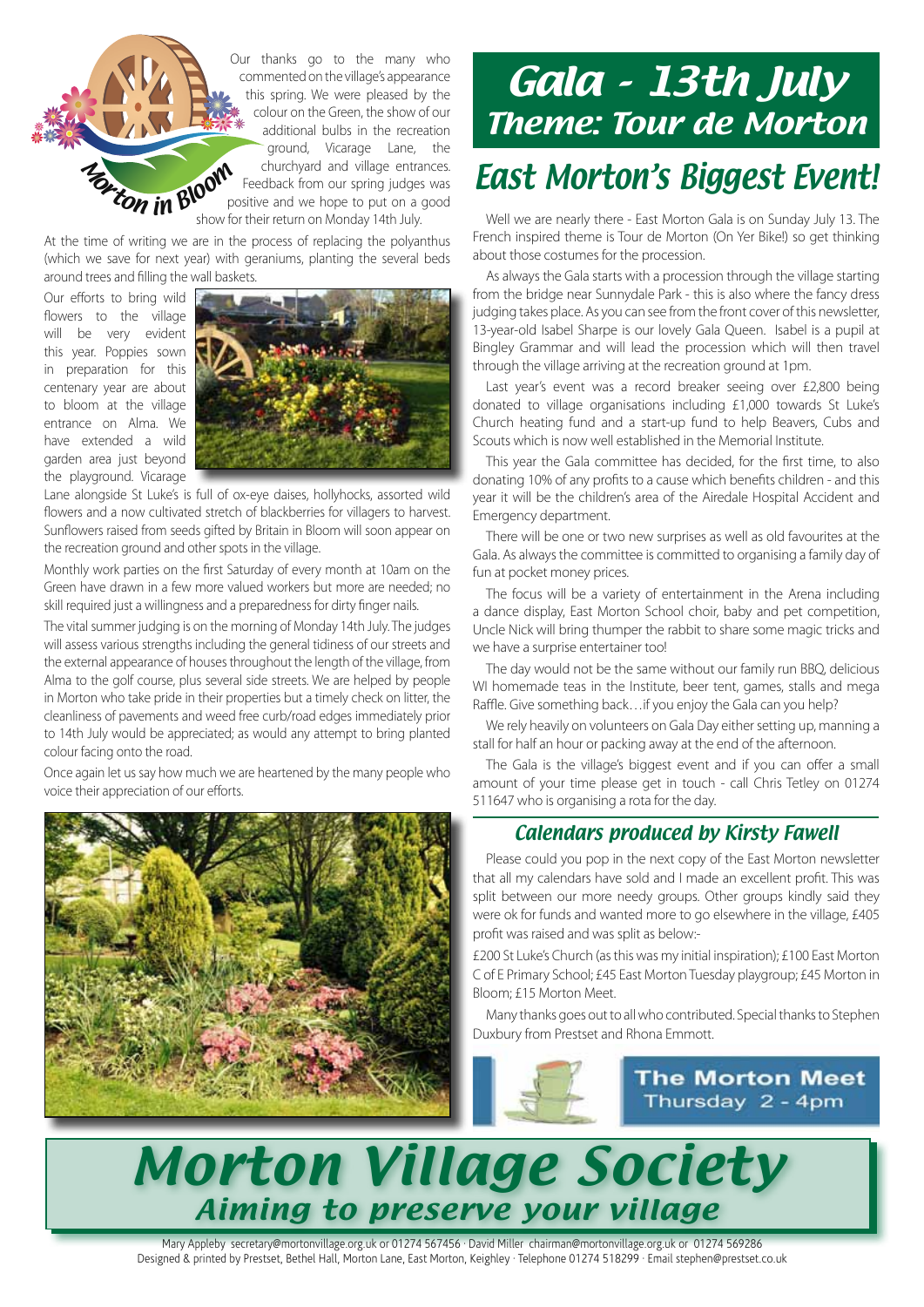Morton in Bloom

Our thanks go to the many who commented on the village's appearance this spring. We were pleased by the colour on the Green, the show of our additional bulbs in the recreation ground, Vicarage Lane, the churchyard and village entrances. Feedback from our spring judges was positive and we hope to put on a good show for their return on Monday 14th July.

At the time of writing we are in the process of replacing the polyanthus (which we save for next year) with geraniums, planting the several beds around trees and filling the wall baskets.

Our efforts to bring wild flowers to the village will be very evident this year. Poppies sown in preparation for this centenary year are about to bloom at the village entrance on Alma. We have extended a wild garden area just beyond the playground. Vicarage Lane alongside St Luke's is full of ox-eye daises, hollyhocks, assorted wild flowers and a now cultivated stretch of blackberries for villagers to harvest. Sunflowers raised from seeds gifted by Britain in Bloom will soon appear on the recreation ground and other spots in the village.

Monthly work parties on the first Saturday of every month at 10am on the Green have drawn in a few more valued workers but more are needed; no skill required just a willingness and a preparedness for dirty finger nails.

The vital summer judging is on the morning of Monday 14th July. The judges will assess various strengths including the general tidiness of our streets and the external appearance of houses throughout the length of the village, from Alma to the golf course, plus several side streets. We are helped by people in Morton who take pride in their properties but a timely check on litter, the cleanliness of pavements and weed free curb/road edges immediately prior to 14th July would be appreciated; as would any attempt to bring planted colour facing onto the road.

Once again let us say how much we are heartened by the many people who voice their appreciation of our efforts.

# Gala - 13th July
## Theme: Tour de Morton

# East Morton's Biggest Event!

Well we are nearly there - East Morton Gala is on Sunday July 13. The French inspired theme is Tour de Morton (On Yer Bike!) so get thinking about those costumes for the procession.

As always the Gala starts with a procession through the village starting from the bridge near Sunnydale Park - this is also where the fancy dress judging takes place. As you can see from the front cover of this newsletter, 13-year-old Isabel Sharpe is our lovely Gala Queen. Isabel is a pupil at Bingley Grammar and will lead the procession which will then travel through the village arriving at the recreation ground at 1pm.

Last year's event was a record breaker seeing over £2,800 being donated to village organisations including £1,000 towards St Luke's Church heating fund and a start-up fund to help Beavers, Cubs and Scouts which is now well established in the Memorial Institute.

This year the Gala committee has decided, for the first time, to also donating 10% of any profits to a cause which benefits children - and this year it will be the children's area of the Airedale Hospital Accident and Emergency department.

There will be one or two new surprises as well as old favourites at the Gala. As always the committee is committed to organising a family day of fun at pocket money prices.

The focus will be a variety of entertainment in the Arena including a dance display, East Morton School choir, baby and pet competition, Uncle Nick will bring thumper the rabbit to share some magic tricks and we have a surprise entertainer too!

The day would not be the same without our family run BBQ, delicious WI homemade teas in the Institute, beer tent, games, stalls and mega Raffle. Give something back…if you enjoy the Gala can you help?

We rely heavily on volunteers on Gala Day either setting up, manning a stall for half an hour or packing away at the end of the afternoon.

The Gala is the village's biggest event and if you can offer a small amount of your time please get in touch - call Chris Tetley on 01274 511647 who is organising a rota for the day.

### Calendars produced by Kirsty Fawell

Please could you pop in the next copy of the East Morton newsletter that all my calendars have sold and I made an excellent profit. This was split between our more needy groups. Other groups kindly said they were ok for funds and wanted more to go elsewhere in the village, £405 profit was raised and was split as below:-

£200 St Luke's Church (as this was my initial inspiration); £100 East Morton C of E Primary School; £45 East Morton Tuesday playgroup; £45 Morton in Bloom; £15 Morton Meet.

Many thanks goes out to all who contributed. Special thanks to Stephen Duxbury from Prestset and Rhona Emmott.

**The Morton Meet**
Thursday 2 - 4pm

# Morton Village Society
## Aiming to preserve your village

Mary Appleby secretary@mortonvillage.org.uk or 01274 567456 · David Miller chairman@mortonvillage.org.uk or 01274 569286
Designed & printed by Prestset, Bethel Hall, Morton Lane, East Morton, Keighley · Telephone 01274 518299 · Email stephen@prestset.co.uk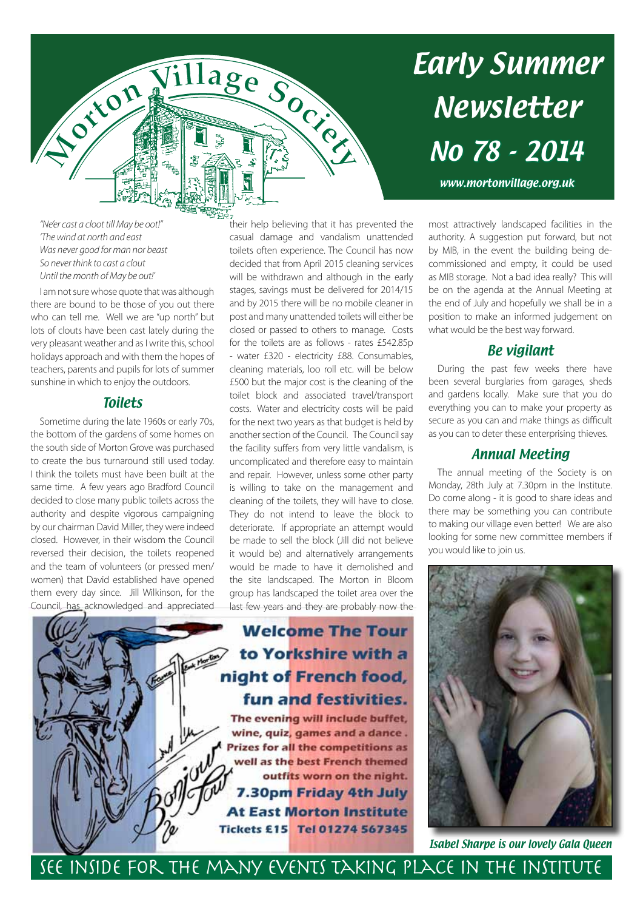# Morton Village Society

# Early Summer Newsletter

# No 78 - 2014

*www.mortonvillage.org.uk*

*"Ne'er cast a cloot till May be oot!"*
*'The wind at north and east*
*Was never good for man nor beast*
*So never think to cast a clout*
*Until the month of May be out!'*

I am not sure whose quote that was although there are bound to be those of you out there who can tell me. Well we are "up north" but lots of clouts have been cast lately during the very pleasant weather and as I write this, school holidays approach and with them the hopes of teachers, parents and pupils for lots of summer sunshine in which to enjoy the outdoors.

## Toilets

Sometime during the late 1960s or early 70s, the bottom of the gardens of some homes on the south side of Morton Grove was purchased to create the bus turnaround still used today. I think the toilets must have been built at the same time. A few years ago Bradford Council decided to close many public toilets across the authority and despite vigorous campaigning by our chairman David Miller, they were indeed closed. However, in their wisdom the Council reversed their decision, the toilets reopened and the team of volunteers (or pressed men/women) that David established have opened them every day since. Jill Wilkinson, for the Council, has acknowledged and appreciated their help believing that it has prevented the casual damage and vandalism unattended toilets often experience. The Council has now decided that from April 2015 cleaning services will be withdrawn and although in the early stages, savings must be delivered for 2014/15 and by 2015 there will be no mobile cleaner in post and many unattended toilets will either be closed or passed to others to manage. Costs for the toilets are as follows - rates £542.85p - water £320 - electricity £88. Consumables, cleaning materials, loo roll etc. will be below £500 but the major cost is the cleaning of the toilet block and associated travel/transport costs. Water and electricity costs will be paid for the next two years as that budget is held by another section of the Council. The Council say the facility suffers from very little vandalism, is uncomplicated and therefore easy to maintain and repair. However, unless some other party is willing to take on the management and cleaning of the toilets, they will have to close. They do not intend to leave the block to deteriorate. If appropriate an attempt would be made to sell the block (Jill did not believe it would be) and alternatively arrangements would be made to have it demolished and the site landscaped. The Morton in Bloom group has landscaped the toilet area over the last few years and they are probably now the most attractively landscaped facilities in the authority. A suggestion put forward, but not by MIB, in the event the building being de-commissioned and empty, it could be used as MIB storage. Not a bad idea really? This will be on the agenda at the Annual Meeting at the end of July and hopefully we shall be in a position to make an informed judgement on what would be the best way forward.

## Be vigilant

During the past few weeks there have been several burglaries from garages, sheds and gardens locally. Make sure that you do everything you can to make your property as secure as you can and make things as difficult as you can to deter these enterprising thieves.

## Annual Meeting

The annual meeting of the Society is on Monday, 28th July at 7.30pm in the Institute. Do come along - it is good to share ideas and there may be something you can contribute to making our village even better! We are also looking for some new committee members if you would like to join us.

**Welcome The Tour to Yorkshire with a night of French food, fun and festivities.**

**The evening will include buffet, wine, quiz, games and a dance. Prizes for all the competitions as well as the best French themed outfits worn on the night.**

**7.30pm Friday 4th July**
**At East Morton Institute**
**Tickets £15 Tel 01274 567345**

*Isabel Sharpe is our lovely Gala Queen*

SEE INSIDE FOR THE MANY EVENTS TAKING PLACE IN THE INSTITUTE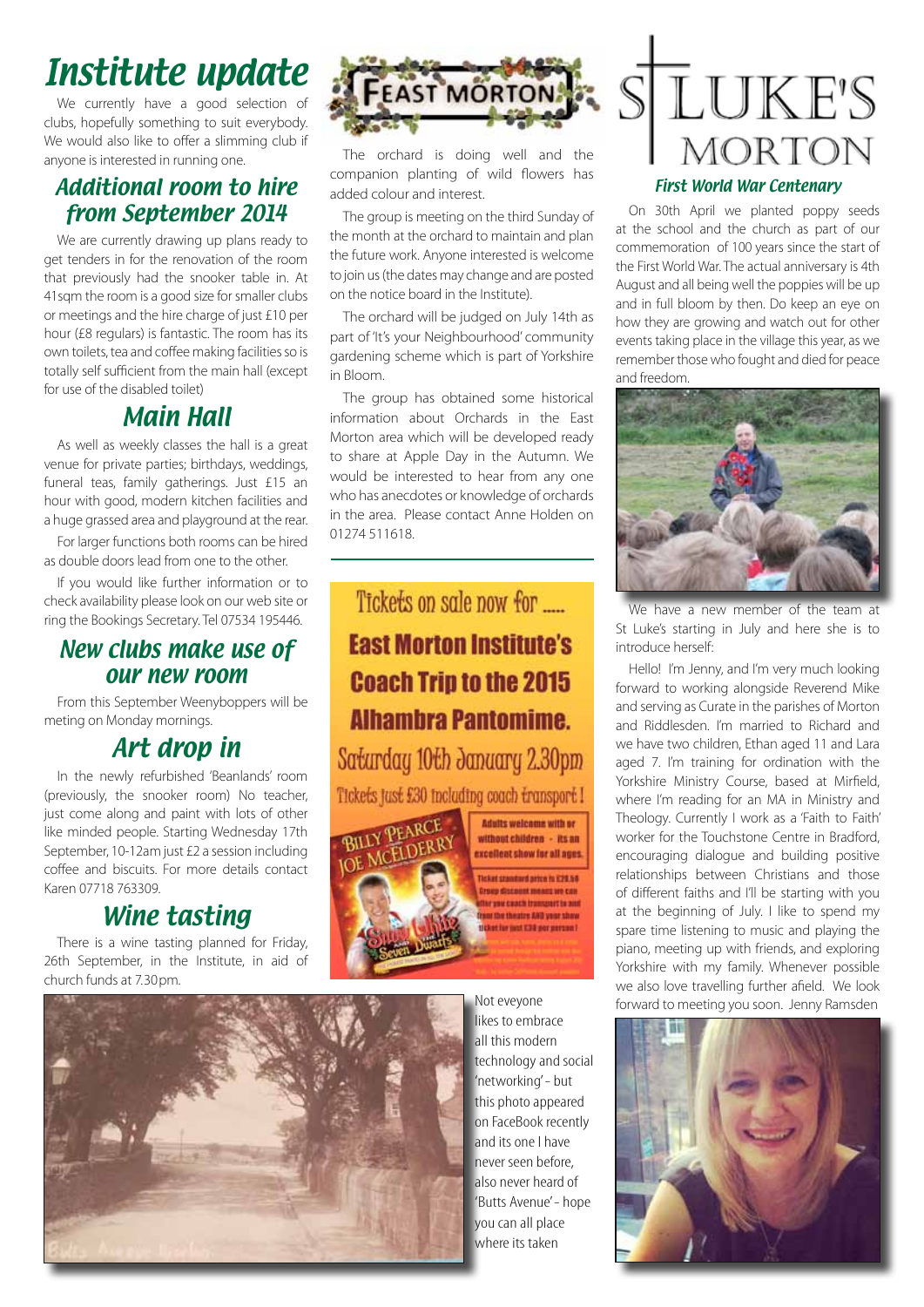# Institute update

We currently have a good selection of clubs, hopefully something to suit everybody. We would also like to offer a slimming club if anyone is interested in running one.

## Additional room to hire from September 2014

We are currently drawing up plans ready to get tenders in for the renovation of the room that previously had the snooker table in. At 41sqm the room is a good size for smaller clubs or meetings and the hire charge of just £10 per hour (£8 regulars) is fantastic. The room has its own toilets, tea and coffee making facilities so is totally self sufficient from the main hall (except for use of the disabled toilet)

## Main Hall

As well as weekly classes the hall is a great venue for private parties; birthdays, weddings, funeral teas, family gatherings. Just £15 an hour with good, modern kitchen facilities and a huge grassed area and playground at the rear.

For larger functions both rooms can be hired as double doors lead from one to the other.

If you would like further information or to check availability please look on our web site or ring the Bookings Secretary. Tel 07534 195446.

## New clubs make use of our new room

From this September Weenyboppers will be meting on Monday mornings.

## Art drop in

In the newly refurbished 'Beanlands' room (previously, the snooker room) No teacher, just come along and paint with lots of other like minded people. Starting Wednesday 17th September, 10-12am just £2 a session including coffee and biscuits. For more details contact Karen 07718 763309.

## Wine tasting

There is a wine tasting planned for Friday, 26th September, in the Institute, in aid of church funds at 7.30pm.

# Feast Morton

The orchard is doing well and the companion planting of wild flowers has added colour and interest.

The group is meeting on the third Sunday of the month at the orchard to maintain and plan the future work. Anyone interested is welcome to join us (the dates may change and are posted on the notice board in the Institute).

The orchard will be judged on July 14th as part of 'It's your Neighbourhood' community gardening scheme which is part of Yorkshire in Bloom.

The group has obtained some historical information about Orchards in the East Morton area which will be developed ready to share at Apple Day in the Autumn. We would be interested to hear from any one who has anecdotes or knowledge of orchards in the area. Please contact Anne Holden on 01274 511618.

Tickets on sale now for .....

**East Morton Institute's Coach Trip to the 2015 Alhambra Pantomime.**

Saturday 10th January 2.30pm

Tickets just £30 including coach transport!

Billy Pearce, Joe McElderry — Snow White and the Seven Dwarfs

Adults welcome with or without children - its an excellent show for all ages.

Ticket standard price is £28.50. Group discount means we can offer you coach transport to and from the theatre AND your show ticket for just £30 per person!

Not eveyone likes to embrace all this modern technology and social 'networking' – but this photo appeared on FaceBook recently and its one I have never seen before, also never heard of 'Butts Avenue' – hope you can all place where its taken

# St Luke's Morton

## First World War Centenary

On 30th April we planted poppy seeds at the school and the church as part of our commemoration of 100 years since the start of the First World War. The actual anniversary is 4th August and all being well the poppies will be up and in full bloom by then. Do keep an eye on how they are growing and watch out for other events taking place in the village this year, as we remember those who fought and died for peace and freedom.

We have a new member of the team at St Luke's starting in July and here she is to introduce herself:

Hello! I'm Jenny, and I'm very much looking forward to working alongside Reverend Mike and serving as Curate in the parishes of Morton and Riddlesden. I'm married to Richard and we have two children, Ethan aged 11 and Lara aged 7. I'm training for ordination with the Yorkshire Ministry Course, based at Mirfield, where I'm reading for an MA in Ministry and Theology. Currently I work as a 'Faith to Faith' worker for the Touchstone Centre in Bradford, encouraging dialogue and building positive relationships between Christians and those of different faiths and I'll be starting with you at the beginning of July. I like to spend my spare time listening to music and playing the piano, meeting up with friends, and exploring Yorkshire with my family. Whenever possible we also love travelling further afield. We look forward to meeting you soon. Jenny Ramsden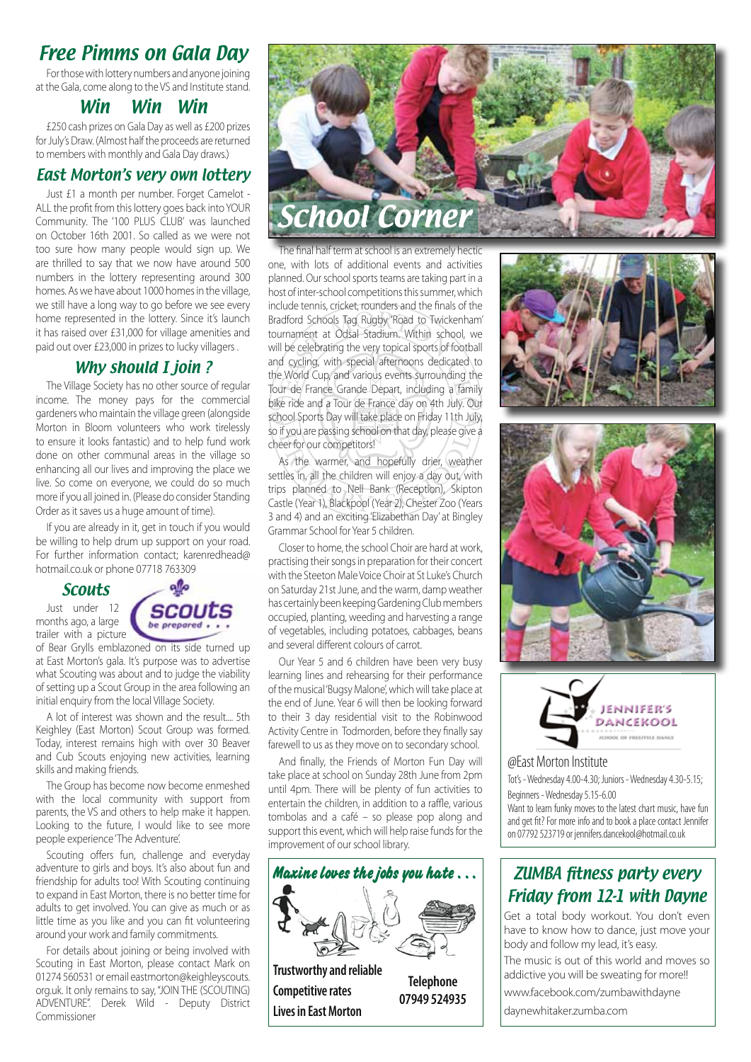## Free Pimms on Gala Day

For those with lottery numbers and anyone joining at the Gala, come along to the VS and Institute stand.

## Win Win Win

£250 cash prizes on Gala Day as well as £200 prizes for July's Draw. (Almost half the proceeds are returned to members with monthly and Gala Day draws.)

## East Morton's very own lottery

Just £1 a month per number. Forget Camelot - ALL the profit from this lottery goes back into YOUR Community. The '100 PLUS CLUB' was launched on October 16th 2001. So called as we were not too sure how many people would sign up. We are thrilled to say that we now have around 500 numbers in the lottery representing around 300 homes. As we have about 1000 homes in the village, we still have a long way to go before we see every home represented in the lottery. Since it's launch it has raised over £31,000 for village amenities and paid out over £23,000 in prizes to lucky villagers .

## Why should I join ?

The Village Society has no other source of regular income. The money pays for the commercial gardeners who maintain the village green (alongside Morton in Bloom volunteers who work tirelessly to ensure it looks fantastic) and to help fund work done on other communal areas in the village so enhancing all our lives and improving the place we live. So come on everyone, we could do so much more if you all joined in. (Please do consider Standing Order as it saves us a huge amount of time).

If you are already in it, get in touch if you would be willing to help drum up support on your road. For further information contact; karenredhead@hotmail.co.uk or phone 07718 763309

## Scouts

scouts
be prepared . . .

Just under 12 months ago, a large trailer with a picture of Bear Grylls emblazoned on its side turned up at East Morton's gala. It's purpose was to advertise what Scouting was about and to judge the viability of setting up a Scout Group in the area following an initial enquiry from the local Village Society.

A lot of interest was shown and the result.... 5th Keighley (East Morton) Scout Group was formed. Today, interest remains high with over 30 Beaver and Cub Scouts enjoying new activities, learning skills and making friends.

The Group has become now become enmeshed with the local community with support from parents, the VS and others to help make it happen. Looking to the future, I would like to see more people experience 'The Adventure'.

Scouting offers fun, challenge and everyday adventure to girls and boys. It's also about fun and friendship for adults too! With Scouting continuing to expand in East Morton, there is no better time for adults to get involved. You can give as much or as little time as you like and you can fit volunteering around your work and family commitments.

For details about joining or being involved with Scouting in East Morton, please contact Mark on 01274 560531 or email eastmorton@keigheyscouts.org.uk. It only remains to say, "JOIN THE (SCOUTING) ADVENTURE". Derek Wild - Deputy District Commissioner

## School Corner

The final half term at school is an extremely hectic one, with lots of additional events and activities planned. Our school sports teams are taking part in a host of inter-school competitions this summer, which include tennis, cricket, rounders and the finals of the Bradford Schools Tag Rugby 'Road to Twickenham' tournament at Odsal Stadium. Within school, we will be celebrating the very topical sports of football and cycling, with special afternoons dedicated to the World Cup and various events surrounding the Tour de France Grande Depart, including a family bike ride and a Tour de France day on 4th July. Our school Sports Day will take place on Friday 11th July, so if you are passing school on that day, please give a cheer for our competitors!

As the warmer, and hopefully drier, weather settles in, all the children will enjoy a day out, with trips planned to Nell Bank (Reception), Skipton Castle (Year 1), Blackpool (Year 2), Chester Zoo (Years 3 and 4) and an exciting 'Elizabethan Day' at Bingley Grammar School for Year 5 children.

Closer to home, the school Choir are hard at work, practising their songs in preparation for their concert with the Steeton Male Voice Choir at St Luke's Church on Saturday 21st June, and the warm, damp weather has certainly been keeping Gardening Club members occupied, planting, weeding and harvesting a range of vegetables, including potatoes, cabbages, beans and several different colours of carrot.

Our Year 5 and 6 children have been very busy learning lines and rehearsing for their performance of the musical 'Bugsy Malone', which will take place at the end of June. Year 6 will then be looking forward to their 3 day residential visit to the Robinwood Activity Centre in Todmorden, before they finally say farewell to us as they move on to secondary school.

And finally, the Friends of Morton Fun Day will take place at school on Sunday 28th June from 2pm until 4pm. There will be plenty of fun activities to entertain the children, in addition to a raffle, various tombolas and a café – so please pop along and support this event, which will help raise funds for the improvement of our school library.

## Maxine loves the jobs you hate . . .

**Trustworthy and reliable**
**Competitive rates**
**Lives in East Morton**

**Telephone**
**07949 524935**

JENNIFER'S DANCEKOOL
SCHOOL OF FREESTYLE DANCE

@East Morton Institute
Tot's - Wednesday 4.00-4.30; Juniors - Wednesday 4.30-5.15;
Beginners - Wednesday 5.15-6.00
Want to learn funky moves to the latest chart music, have fun and get fit? For more info and to book a place contact Jennifer on 07792 523719 or jennifers.dancekool@hotmail.co.uk

## ZUMBA fitness party every Friday from 12-1 with Dayne

Get a total body workout. You don't even have to know how to dance, just move your body and follow my lead, it's easy.

The music is out of this world and moves so addictive you will be sweating for more!!

www.facebook.com/zumbawithdayne

daynewhitaker.zumba.com